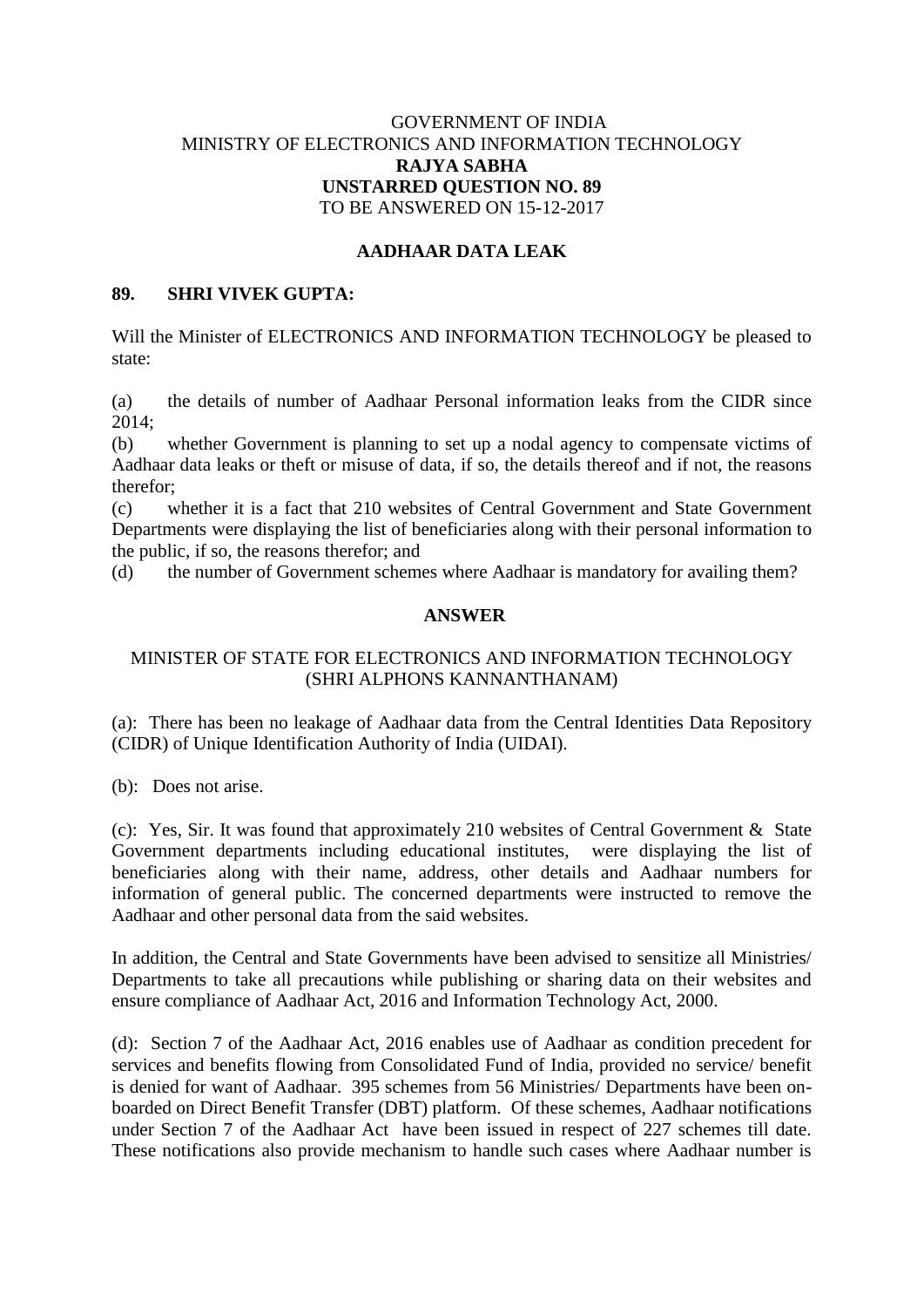GOVERNMENT OF INDIA
MINISTRY OF ELECTRONICS AND INFORMATION TECHNOLOGY
**RAJYA SABHA**
**UNSTARRED QUESTION NO. 89**
TO BE ANSWERED ON 15-12-2017

## AADHAAR DATA LEAK

**89. SHRI VIVEK GUPTA:**

Will the Minister of ELECTRONICS AND INFORMATION TECHNOLOGY be pleased to state:

(a) the details of number of Aadhaar Personal information leaks from the CIDR since 2014;

(b) whether Government is planning to set up a nodal agency to compensate victims of Aadhaar data leaks or theft or misuse of data, if so, the details thereof and if not, the reasons therefor;

(c) whether it is a fact that 210 websites of Central Government and State Government Departments were displaying the list of beneficiaries along with their personal information to the public, if so, the reasons therefor; and

(d) the number of Government schemes where Aadhaar is mandatory for availing them?

**ANSWER**

MINISTER OF STATE FOR ELECTRONICS AND INFORMATION TECHNOLOGY
(SHRI ALPHONS KANNANTHANAM)

(a): There has been no leakage of Aadhaar data from the Central Identities Data Repository (CIDR) of Unique Identification Authority of India (UIDAI).

(b): Does not arise.

(c): Yes, Sir. It was found that approximately 210 websites of Central Government & State Government departments including educational institutes, were displaying the list of beneficiaries along with their name, address, other details and Aadhaar numbers for information of general public. The concerned departments were instructed to remove the Aadhaar and other personal data from the said websites.

In addition, the Central and State Governments have been advised to sensitize all Ministries/ Departments to take all precautions while publishing or sharing data on their websites and ensure compliance of Aadhaar Act, 2016 and Information Technology Act, 2000.

(d): Section 7 of the Aadhaar Act, 2016 enables use of Aadhaar as condition precedent for services and benefits flowing from Consolidated Fund of India, provided no service/ benefit is denied for want of Aadhaar. 395 schemes from 56 Ministries/ Departments have been on-boarded on Direct Benefit Transfer (DBT) platform. Of these schemes, Aadhaar notifications under Section 7 of the Aadhaar Act have been issued in respect of 227 schemes till date. These notifications also provide mechanism to handle such cases where Aadhaar number is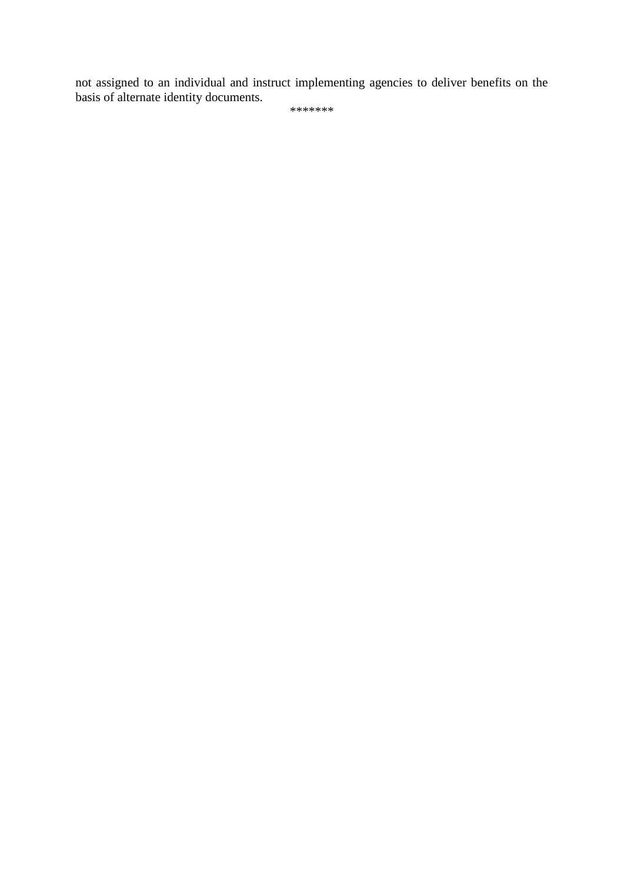not assigned to an individual and instruct implementing agencies to deliver benefits on the basis of alternate identity documents.

*******